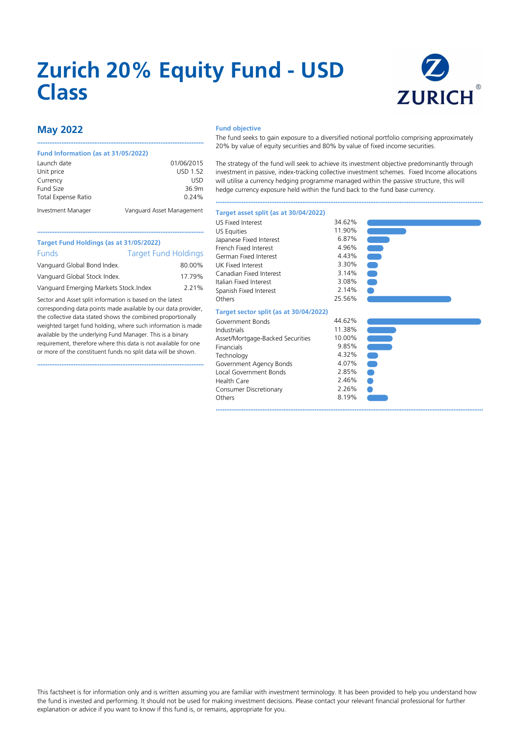# Zurich 20% Equity Fund - USD Class

## May 2022

### Fund Information (as at 31/05/2022)

| | |
|---|---|
| Launch date | 01/06/2015 |
| Unit price | USD 1.52 |
| Currency | USD |
| Fund Size | 36.9m |
| Total Expense Ratio | 0.24% |
| Investment Manager | Vanguard Asset Management |

### Target Fund Holdings (as at 31/05/2022)

| Funds | Target Fund Holdings |
|---|---|
| Vanguard Global Bond Index. | 80.00% |
| Vanguard Global Stock Index. | 17.79% |
| Vanguard Emerging Markets Stock.Index | 2.21% |

Sector and Asset split information is based on the latest corresponding data points made available by our data provider, the collective data stated shows the combined proportionally weighted target fund holding, where such information is made available by the underlying Fund Manager. This is a binary requirement, therefore where this data is not available for one or more of the constituent funds no split data will be shown.

### Fund objective

The fund seeks to gain exposure to a diversified notional portfolio comprising approximately 20% by value of equity securities and 80% by value of fixed income securities.

The strategy of the fund will seek to achieve its investment objective predominantly through investment in passive, index-tracking collective investment schemes. Fixed Income allocations will utilise a currency hedging programme managed within the passive structure, this will hedge currency exposure held within the fund back to the fund base currency.

### Target asset split (as at 30/04/2022)

| | |
|---|---|
| US Fixed Interest | 34.62% |
| US Equities | 11.90% |
| Japanese Fixed Interest | 6.87% |
| French Fixed Interest | 4.96% |
| German Fixed Interest | 4.43% |
| UK Fixed Interest | 3.30% |
| Canadian Fixed Interest | 3.14% |
| Italian Fixed Interest | 3.08% |
| Spanish Fixed Interest | 2.14% |
| Others | 25.56% |

### Target sector split (as at 30/04/2022)

| | |
|---|---|
| Government Bonds | 44.62% |
| Industrials | 11.38% |
| Asset/Mortgage-Backed Securities | 10.00% |
| Financials | 9.85% |
| Technology | 4.32% |
| Government Agency Bonds | 4.07% |
| Local Government Bonds | 2.85% |
| Health Care | 2.46% |
| Consumer Discretionary | 2.26% |
| Others | 8.19% |

This factsheet is for information only and is written assuming you are familiar with investment terminology. It has been provided to help you understand how the fund is invested and performing. It should not be used for making investment decisions. Please contact your relevant financial professional for further explanation or advice if you want to know if this fund is, or remains, appropriate for you.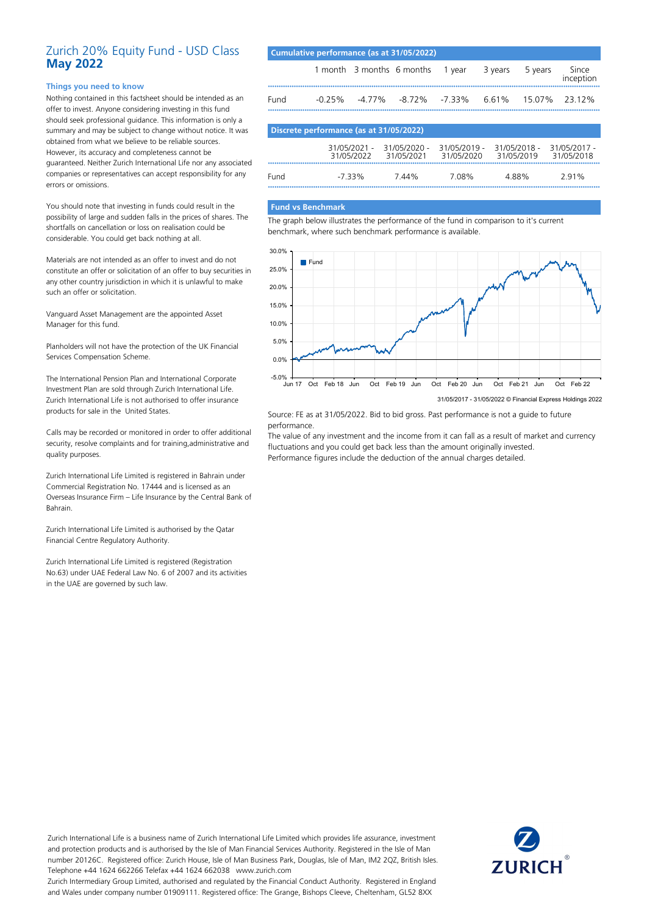# Zurich 20% Equity Fund - USD Class
## May 2022

### Things you need to know

Nothing contained in this factsheet should be intended as an offer to invest. Anyone considering investing in this fund should seek professional guidance. This information is only a summary and may be subject to change without notice. It was obtained from what we believe to be reliable sources. However, its accuracy and completeness cannot be guaranteed. Neither Zurich International Life nor any associated companies or representatives can accept responsibility for any errors or omissions.

You should note that investing in funds could result in the possibility of large and sudden falls in the prices of shares. The shortfalls on cancellation or loss on realisation could be considerable. You could get back nothing at all.

Materials are not intended as an offer to invest and do not constitute an offer or solicitation of an offer to buy securities in any other country jurisdiction in which it is unlawful to make such an offer or solicitation.

Vanguard Asset Management are the appointed Asset Manager for this fund.

Planholders will not have the protection of the UK Financial Services Compensation Scheme.

The International Pension Plan and International Corporate Investment Plan are sold through Zurich International Life. Zurich International Life is not authorised to offer insurance products for sale in the United States.

Calls may be recorded or monitored in order to offer additional security, to resolve complaints and for training,administrative and quality purposes.

Zurich International Life Limited is registered in Bahrain under Commercial Registration No. 17444 and is licensed as an Overseas Insurance Firm – Life Insurance by the Central Bank of Bahrain.

Zurich International Life Limited is authorised by the Qatar Financial Centre Regulatory Authority.

Zurich International Life Limited is registered (Registration No.63) under UAE Federal Law No. 6 of 2007 and its activities in the UAE are governed by such law.

### Cumulative performance (as at 31/05/2022)

| | 1 month | 3 months | 6 months | 1 year | 3 years | 5 years | Since inception |
|---|---|---|---|---|---|---|---|
| Fund | -0.25% | -4.77% | -8.72% | -7.33% | 6.61% | 15.07% | 23.12% |

### Discrete performance (as at 31/05/2022)

| | 31/05/2021 - 31/05/2022 | 31/05/2020 - 31/05/2021 | 31/05/2019 - 31/05/2020 | 31/05/2018 - 31/05/2019 | 31/05/2017 - 31/05/2018 |
|---|---|---|---|---|---|
| Fund | -7.33% | 7.44% | 7.08% | 4.88% | 2.91% |

### Fund vs Benchmark

The graph below illustrates the performance of the fund in comparison to it's current benchmark, where such benchmark performance is available.

Fund

30.0%
25.0%
20.0%
15.0%
10.0%
5.0%
0.0%
-5.0%

Jun 17 Oct Feb 18 Jun Oct Feb 19 Jun Oct Feb 20 Jun Oct Feb 21 Jun Oct Feb 22

31/05/2017 - 31/05/2022 © Financial Express Holdings 2022

Source: FE as at 31/05/2022. Bid to bid gross. Past performance is not a guide to future performance.
The value of any investment and the income from it can fall as a result of market and currency fluctuations and you could get back less than the amount originally invested.
Performance figures include the deduction of the annual charges detailed.

Zurich International Life is a business name of Zurich International Life Limited which provides life assurance, investment and protection products and is authorised by the Isle of Man Financial Services Authority. Registered in the Isle of Man number 20126C. Registered office: Zurich House, Isle of Man Business Park, Douglas, Isle of Man, IM2 2QZ, British Isles. Telephone +44 1624 662266 Telefax +44 1624 662038 www.zurich.com
Zurich Intermediary Group Limited, authorised and regulated by the Financial Conduct Authority. Registered in England and Wales under company number 01909111. Registered office: The Grange, Bishops Cleeve, Cheltenham, GL52 8XX

ZURICH®